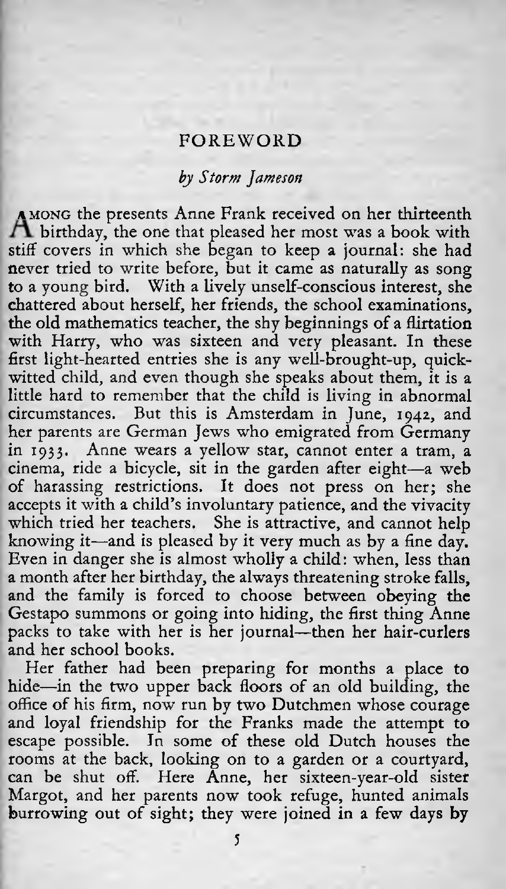## FOREWORD

*by Storm Jameson*

Among the presents Anne Frank received on her thirteenth birthday, the one that pleased her most was a book with stiff covers in which she began to keep a journal: she had never tried to write before, but it came as naturally as song to a young bird. With a lively unself-conscious interest, she chattered about herself, her friends, the school examinations, the old mathematics teacher, the shy beginnings of a flirtation with Harry, who was sixteen and very pleasant. In these first light-hearted entries she is any well-brought-up, quick-witted child, and even though she speaks about them, it is a little hard to remember that the child is living in abnormal circumstances. But this is Amsterdam in June, 1942, and her parents are German Jews who emigrated from Germany in 1933. Anne wears a yellow star, cannot enter a tram, a cinema, ride a bicycle, sit in the garden after eight—a web of harassing restrictions. It does not press on her; she accepts it with a child's involuntary patience, and the vivacity which tried her teachers. She is attractive, and cannot help knowing it—and is pleased by it very much as by a fine day. Even in danger she is almost wholly a child: when, less than a month after her birthday, the always threatening stroke falls, and the family is forced to choose between obeying the Gestapo summons or going into hiding, the first thing Anne packs to take with her is her journal—then her hair-curlers and her school books.

Her father had been preparing for months a place to hide—in the two upper back floors of an old building, the office of his firm, now run by two Dutchmen whose courage and loyal friendship for the Franks made the attempt to escape possible. In some of these old Dutch houses the rooms at the back, looking on to a garden or a courtyard, can be shut off. Here Anne, her sixteen-year-old sister Margot, and her parents now took refuge, hunted animals burrowing out of sight; they were joined in a few days by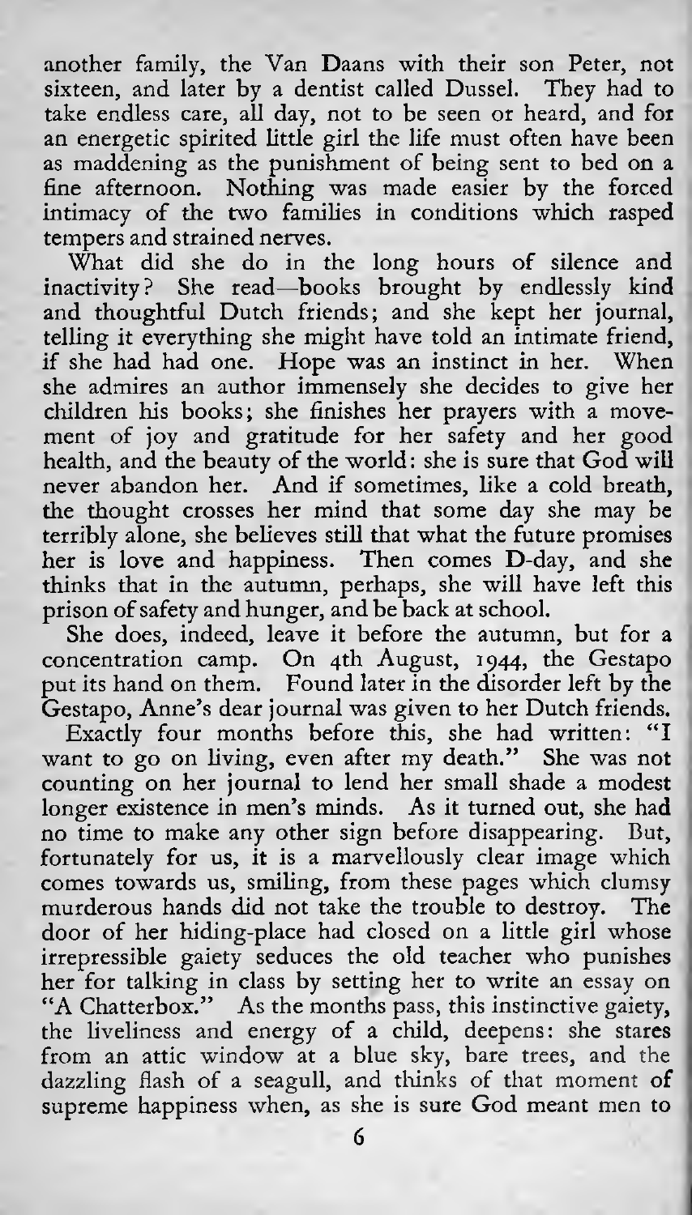another family, the Van Daans with their son Peter, not sixteen, and later by a dentist called Dussel. They had to take endless care, all day, not to be seen or heard, and for an energetic spirited little girl the life must often have been as maddening as the punishment of being sent to bed on a fine afternoon. Nothing was made easier by the forced intimacy of the two families in conditions which rasped tempers and strained nerves.

What did she do in the long hours of silence and inactivity? She read—books brought by endlessly kind and thoughtful Dutch friends; and she kept her journal, telling it everything she might have told an intimate friend, if she had had one. Hope was an instinct in her. When she admires an author immensely she decides to give her children his books; she finishes her prayers with a movement of joy and gratitude for her safety and her good health, and the beauty of the world: she is sure that God will never abandon her. And if sometimes, like a cold breath, the thought crosses her mind that some day she may be terribly alone, she believes still that what the future promises her is love and happiness. Then comes D-day, and she thinks that in the autumn, perhaps, she will have left this prison of safety and hunger, and be back at school.

She does, indeed, leave it before the autumn, but for a concentration camp. On 4th August, 1944, the Gestapo put its hand on them. Found later in the disorder left by the Gestapo, Anne's dear journal was given to her Dutch friends.

Exactly four months before this, she had written: "I want to go on living, even after my death." She was not counting on her journal to lend her small shade a modest longer existence in men's minds. As it turned out, she had no time to make any other sign before disappearing. But, fortunately for us, it is a marvellously clear image which comes towards us, smiling, from these pages which clumsy murderous hands did not take the trouble to destroy. The door of her hiding-place had closed on a little girl whose irrepressible gaiety seduces the old teacher who punishes her for talking in class by setting her to write an essay on "A Chatterbox." As the months pass, this instinctive gaiety, the liveliness and energy of a child, deepens: she stares from an attic window at a blue sky, bare trees, and the dazzling flash of a seagull, and thinks of that moment of supreme happiness when, as she is sure God meant men to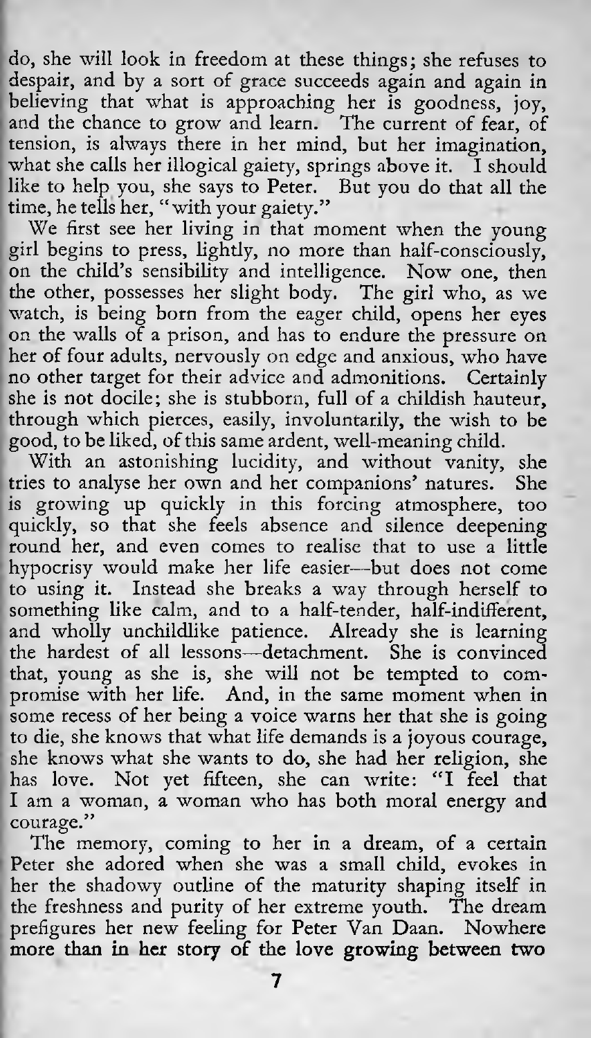do, she will look in freedom at these things; she refuses to despair, and by a sort of grace succeeds again and again in believing that what is approaching her is goodness, joy, and the chance to grow and learn. The current of fear, of tension, is always there in her mind, but her imagination, what she calls her illogical gaiety, springs above it. I should like to help you, she says to Peter. But you do that all the time, he tells her, "with your gaiety."

We first see her living in that moment when the young girl begins to press, lightly, no more than half-consciously, on the child's sensibility and intelligence. Now one, then the other, possesses her slight body. The girl who, as we watch, is being born from the eager child, opens her eyes on the walls of a prison, and has to endure the pressure on her of four adults, nervously on edge and anxious, who have no other target for their advice and admonitions. Certainly she is not docile; she is stubborn, full of a childish hauteur, through which pierces, easily, involuntarily, the wish to be good, to be liked, of this same ardent, well-meaning child.

With an astonishing lucidity, and without vanity, she tries to analyse her own and her companions' natures. She is growing up quickly in this forcing atmosphere, too quickly, so that she feels absence and silence deepening round her, and even comes to realise that to use a little hypocrisy would make her life easier—but does not come to using it. Instead she breaks a way through herself to something like calm, and to a half-tender, half-indifferent, and wholly unchildlike patience. Already she is learning the hardest of all lessons—detachment. She is convinced that, young as she is, she will not be tempted to compromise with her life. And, in the same moment when in some recess of her being a voice warns her that she is going to die, she knows that what life demands is a joyous courage, she knows what she wants to do, she had her religion, she has love. Not yet fifteen, she can write: "I feel that I am a woman, a woman who has both moral energy and courage."

The memory, coming to her in a dream, of a certain Peter she adored when she was a small child, evokes in her the shadowy outline of the maturity shaping itself in the freshness and purity of her extreme youth. The dream prefigures her new feeling for Peter Van Daan. Nowhere more than in her story of the love growing between two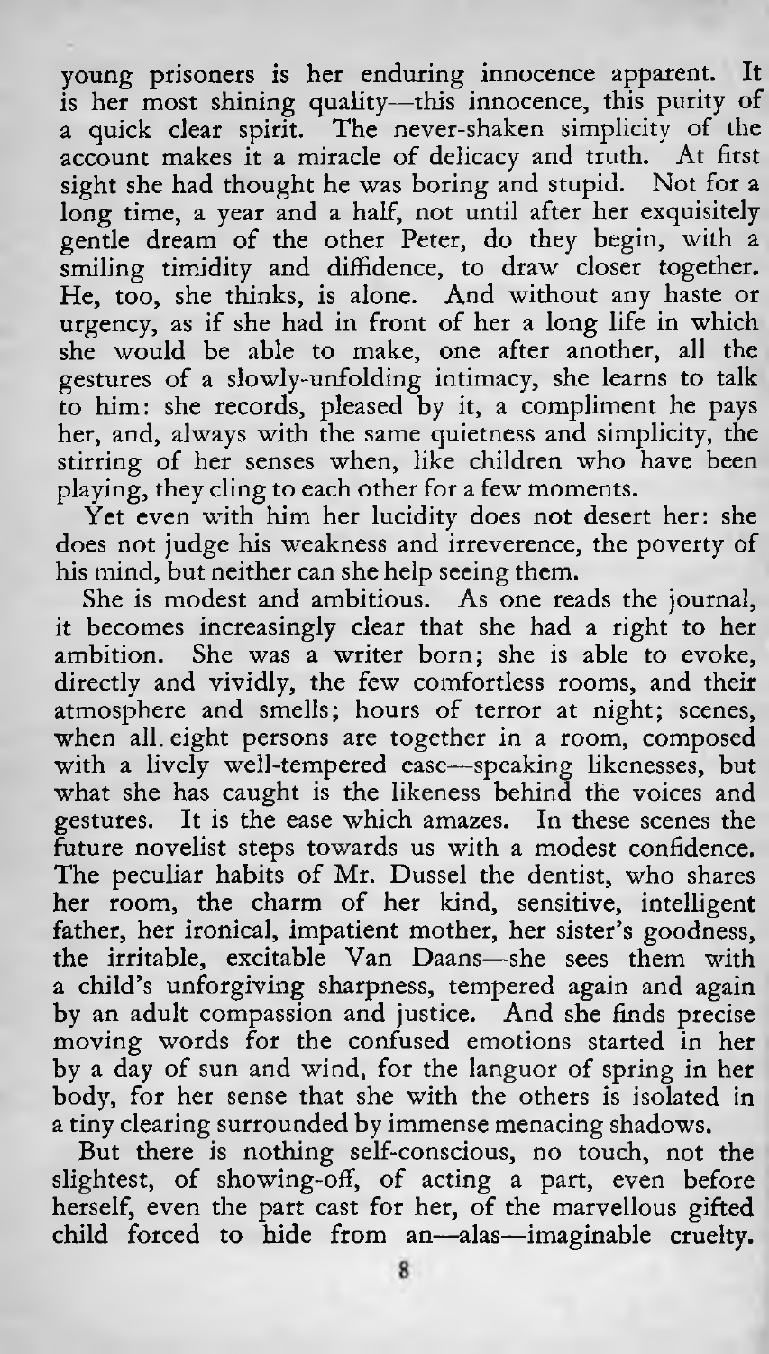young prisoners is her enduring innocence apparent. It is her most shining quality—this innocence, this purity of a quick clear spirit. The never-shaken simplicity of the account makes it a miracle of delicacy and truth. At first sight she had thought he was boring and stupid. Not for a long time, a year and a half, not until after her exquisitely gentle dream of the other Peter, do they begin, with a smiling timidity and diffidence, to draw closer together. He, too, she thinks, is alone. And without any haste or urgency, as if she had in front of her a long life in which she would be able to make, one after another, all the gestures of a slowly-unfolding intimacy, she learns to talk to him: she records, pleased by it, a compliment he pays her, and, always with the same quietness and simplicity, the stirring of her senses when, like children who have been playing, they cling to each other for a few moments.

Yet even with him her lucidity does not desert her: she does not judge his weakness and irreverence, the poverty of his mind, but neither can she help seeing them.

She is modest and ambitious. As one reads the journal, it becomes increasingly clear that she had a right to her ambition. She was a writer born; she is able to evoke, directly and vividly, the few comfortless rooms, and their atmosphere and smells; hours of terror at night; scenes, when all eight persons are together in a room, composed with a lively well-tempered ease—speaking likenesses, but what she has caught is the likeness behind the voices and gestures. It is the ease which amazes. In these scenes the future novelist steps towards us with a modest confidence. The peculiar habits of Mr. Dussel the dentist, who shares her room, the charm of her kind, sensitive, intelligent father, her ironical, impatient mother, her sister's goodness, the irritable, excitable Van Daans—she sees them with a child's unforgiving sharpness, tempered again and again by an adult compassion and justice. And she finds precise moving words for the confused emotions started in her by a day of sun and wind, for the languor of spring in her body, for her sense that she with the others is isolated in a tiny clearing surrounded by immense menacing shadows.

But there is nothing self-conscious, no touch, not the slightest, of showing-off, of acting a part, even before herself, even the part cast for her, of the marvellous gifted child forced to hide from an—alas—imaginable cruelty.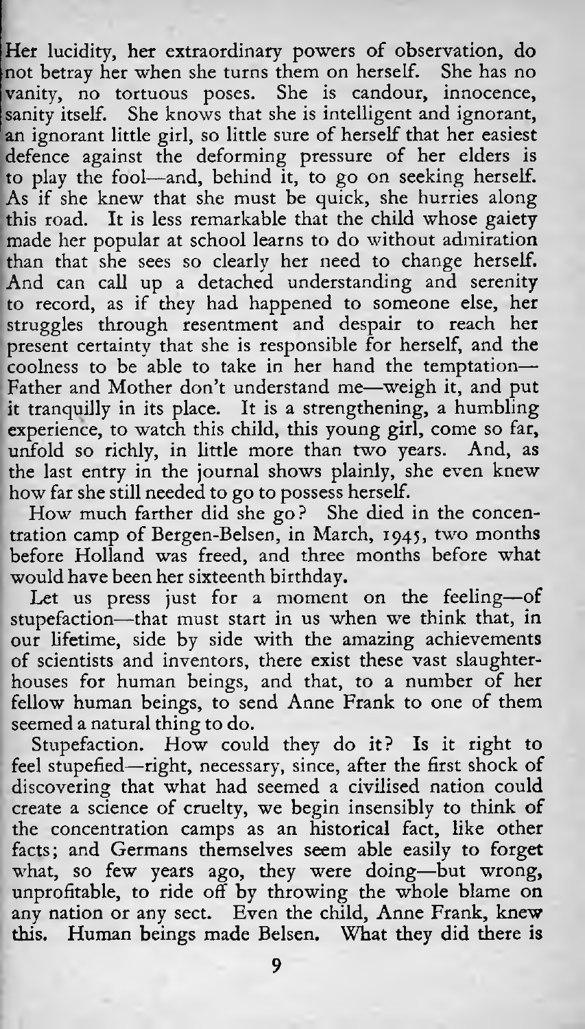Her lucidity, her extraordinary powers of observation, do not betray her when she turns them on herself. She has no vanity, no tortuous poses. She is candour, innocence, sanity itself. She knows that she is intelligent and ignorant, an ignorant little girl, so little sure of herself that her easiest defence against the deforming pressure of her elders is to play the fool—and, behind it, to go on seeking herself. As if she knew that she must be quick, she hurries along this road. It is less remarkable that the child whose gaiety made her popular at school learns to do without admiration than that she sees so clearly her need to change herself. And can call up a detached understanding and serenity to record, as if they had happened to someone else, her struggles through resentment and despair to reach her present certainty that she is responsible for herself, and the coolness to be able to take in her hand the temptation—Father and Mother don't understand me—weigh it, and put it tranquilly in its place. It is a strengthening, a humbling experience, to watch this child, this young girl, come so far, unfold so richly, in little more than two years. And, as the last entry in the journal shows plainly, she even knew how far she still needed to go to possess herself.

How much farther did she go? She died in the concentration camp of Bergen-Belsen, in March, 1945, two months before Holland was freed, and three months before what would have been her sixteenth birthday.

Let us press just for a moment on the feeling—of stupefaction—that must start in us when we think that, in our lifetime, side by side with the amazing achievements of scientists and inventors, there exist these vast slaughter-houses for human beings, and that, to a number of her fellow human beings, to send Anne Frank to one of them seemed a natural thing to do.

Stupefaction. How could they do it? Is it right to feel stupefied—right, necessary, since, after the first shock of discovering that what had seemed a civilised nation could create a science of cruelty, we begin insensibly to think of the concentration camps as an historical fact, like other facts; and Germans themselves seem able easily to forget what, so few years ago, they were doing—but wrong, unprofitable, to ride off by throwing the whole blame on any nation or any sect. Even the child, Anne Frank, knew this. Human beings made Belsen. What they did there is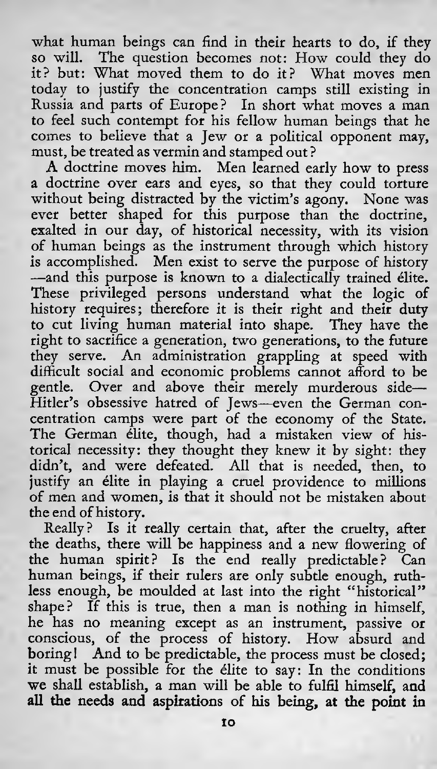what human beings can find in their hearts to do, if they so will. The question becomes not: How could they do it? but: What moved them to do it? What moves men today to justify the concentration camps still existing in Russia and parts of Europe? In short what moves a man to feel such contempt for his fellow human beings that he comes to believe that a Jew or a political opponent may, must, be treated as vermin and stamped out?

A doctrine moves him. Men learned early how to press a doctrine over ears and eyes, so that they could torture without being distracted by the victim's agony. None was ever better shaped for this purpose than the doctrine, exalted in our day, of historical necessity, with its vision of human beings as the instrument through which history is accomplished. Men exist to serve the purpose of history —and this purpose is known to a dialectically trained élite. These privileged persons understand what the logic of history requires; therefore it is their right and their duty to cut living human material into shape. They have the right to sacrifice a generation, two generations, to the future they serve. An administration grappling at speed with difficult social and economic problems cannot afford to be gentle. Over and above their merely murderous side— Hitler's obsessive hatred of Jews—even the German concentration camps were part of the economy of the State. The German élite, though, had a mistaken view of historical necessity: they thought they knew it by sight: they didn't, and were defeated. All that is needed, then, to justify an élite in playing a cruel providence to millions of men and women, is that it should not be mistaken about the end of history.

Really? Is it really certain that, after the cruelty, after the deaths, there will be happiness and a new flowering of the human spirit? Is the end really predictable? Can human beings, if their rulers are only subtle enough, ruthless enough, be moulded at last into the right "historical" shape? If this is true, then a man is nothing in himself, he has no meaning except as an instrument, passive or conscious, of the process of history. How absurd and boring! And to be predictable, the process must be closed; it must be possible for the élite to say: In the conditions we shall establish, a man will be able to fulfil himself, and all the needs and aspirations of his being, at the point in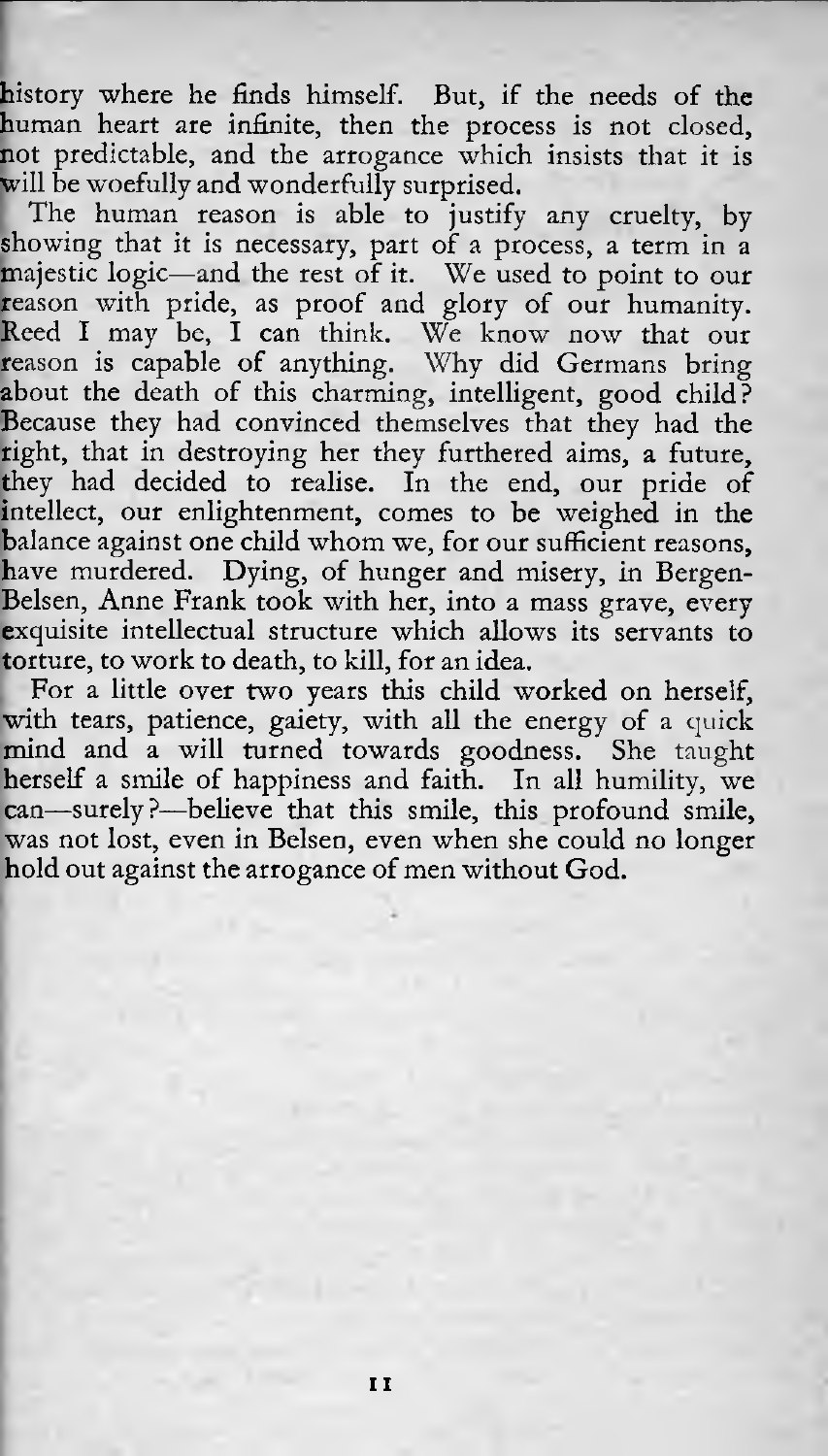history where he finds himself. But, if the needs of the human heart are infinite, then the process is not closed, not predictable, and the arrogance which insists that it is will be woefully and wonderfully surprised.

The human reason is able to justify any cruelty, by showing that it is necessary, part of a process, a term in a majestic logic—and the rest of it. We used to point to our reason with pride, as proof and glory of our humanity. Reed I may be, I can think. We know now that our reason is capable of anything. Why did Germans bring about the death of this charming, intelligent, good child? Because they had convinced themselves that they had the right, that in destroying her they furthered aims, a future, they had decided to realise. In the end, our pride of intellect, our enlightenment, comes to be weighed in the balance against one child whom we, for our sufficient reasons, have murdered. Dying, of hunger and misery, in Bergen-Belsen, Anne Frank took with her, into a mass grave, every exquisite intellectual structure which allows its servants to torture, to work to death, to kill, for an idea.

For a little over two years this child worked on herself, with tears, patience, gaiety, with all the energy of a quick mind and a will turned towards goodness. She taught herself a smile of happiness and faith. In all humility, we can—surely?—believe that this smile, this profound smile, was not lost, even in Belsen, even when she could no longer hold out against the arrogance of men without God.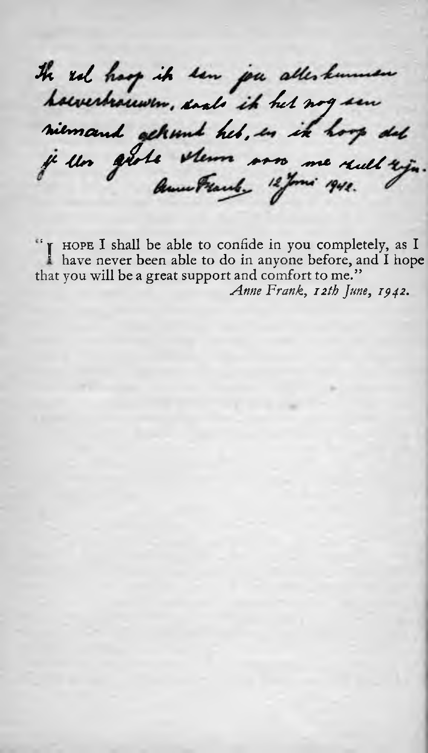*Ik zal hoop ik aan jou alles kunnen toevertrouwen, zoals ik het nog aan niemand gekund heb, en ik hoop dat je een grote steun voor me zult zijn.*
*Anne Frank, 12 Juni 1942.*

"I HOPE I shall be able to confide in you completely, as I have never been able to do in anyone before, and I hope that you will be a great support and comfort to me."

*Anne Frank, 12th June, 1942.*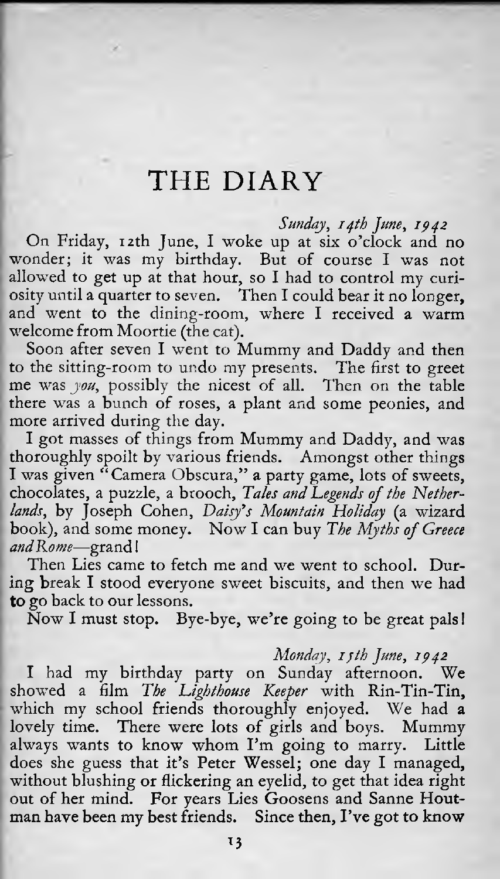# THE DIARY

*Sunday, 14th June, 1942*

On Friday, 12th June, I woke up at six o'clock and no wonder; it was my birthday. But of course I was not allowed to get up at that hour, so I had to control my curiosity until a quarter to seven. Then I could bear it no longer, and went to the dining-room, where I received a warm welcome from Moortie (the cat).

Soon after seven I went to Mummy and Daddy and then to the sitting-room to undo my presents. The first to greet me was *you*, possibly the nicest of all. Then on the table there was a bunch of roses, a plant and some peonies, and more arrived during the day.

I got masses of things from Mummy and Daddy, and was thoroughly spoilt by various friends. Amongst other things I was given "Camera Obscura," a party game, lots of sweets, chocolates, a puzzle, a brooch, *Tales and Legends of the Netherlands*, by Joseph Cohen, *Daisy's Mountain Holiday* (a wizard book), and some money. Now I can buy *The Myths of Greece and Rome*—grand!

Then Lies came to fetch me and we went to school. During break I stood everyone sweet biscuits, and then we had to go back to our lessons.

Now I must stop. Bye-bye, we're going to be great pals!

*Monday, 15th June, 1942*

I had my birthday party on Sunday afternoon. We showed a film *The Lighthouse Keeper* with Rin-Tin-Tin, which my school friends thoroughly enjoyed. We had a lovely time. There were lots of girls and boys. Mummy always wants to know whom I'm going to marry. Little does she guess that it's Peter Wessel; one day I managed, without blushing or flickering an eyelid, to get that idea right out of her mind. For years Lies Goosens and Sanne Houtman have been my best friends. Since then, I've got to know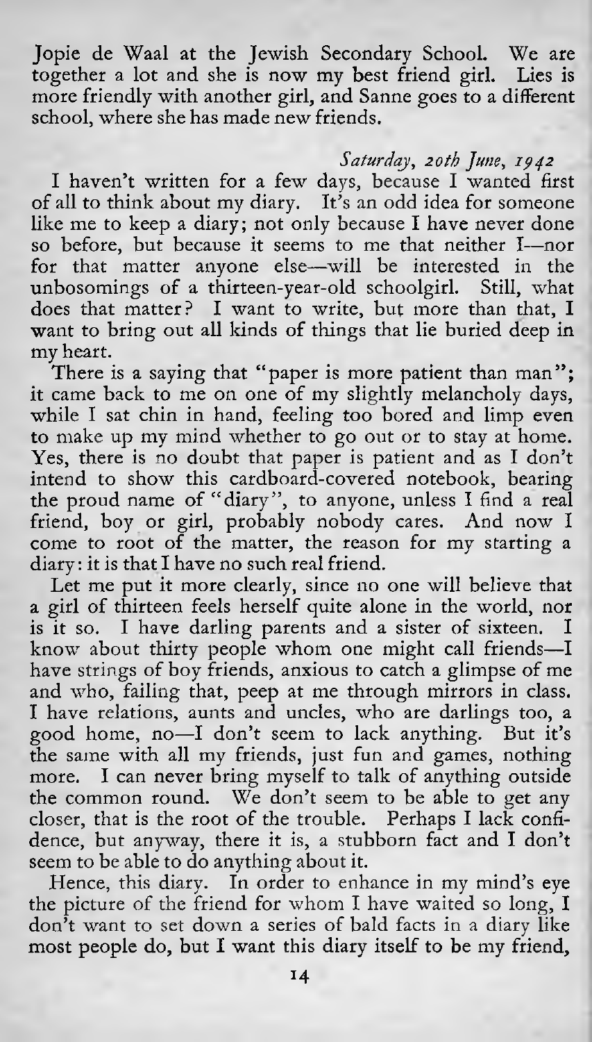Jopie de Waal at the Jewish Secondary School. We are together a lot and she is now my best friend girl. Lies is more friendly with another girl, and Sanne goes to a different school, where she has made new friends.

*Saturday, 20th June, 1942*

I haven't written for a few days, because I wanted first of all to think about my diary. It's an odd idea for someone like me to keep a diary; not only because I have never done so before, but because it seems to me that neither I—nor for that matter anyone else—will be interested in the unbosomings of a thirteen-year-old schoolgirl. Still, what does that matter? I want to write, but more than that, I want to bring out all kinds of things that lie buried deep in my heart.

There is a saying that "paper is more patient than man"; it came back to me on one of my slightly melancholy days, while I sat chin in hand, feeling too bored and limp even to make up my mind whether to go out or to stay at home. Yes, there is no doubt that paper is patient and as I don't intend to show this cardboard-covered notebook, bearing the proud name of "diary", to anyone, unless I find a real friend, boy or girl, probably nobody cares. And now I come to root of the matter, the reason for my starting a diary: it is that I have no such real friend.

Let me put it more clearly, since no one will believe that a girl of thirteen feels herself quite alone in the world, nor is it so. I have darling parents and a sister of sixteen. I know about thirty people whom one might call friends—I have strings of boy friends, anxious to catch a glimpse of me and who, failing that, peep at me through mirrors in class. I have relations, aunts and uncles, who are darlings too, a good home, no—I don't seem to lack anything. But it's the same with all my friends, just fun and games, nothing more. I can never bring myself to talk of anything outside the common round. We don't seem to be able to get any closer, that is the root of the trouble. Perhaps I lack confidence, but anyway, there it is, a stubborn fact and I don't seem to be able to do anything about it.

Hence, this diary. In order to enhance in my mind's eye the picture of the friend for whom I have waited so long, I don't want to set down a series of bald facts in a diary like most people do, but I want this diary itself to be my friend,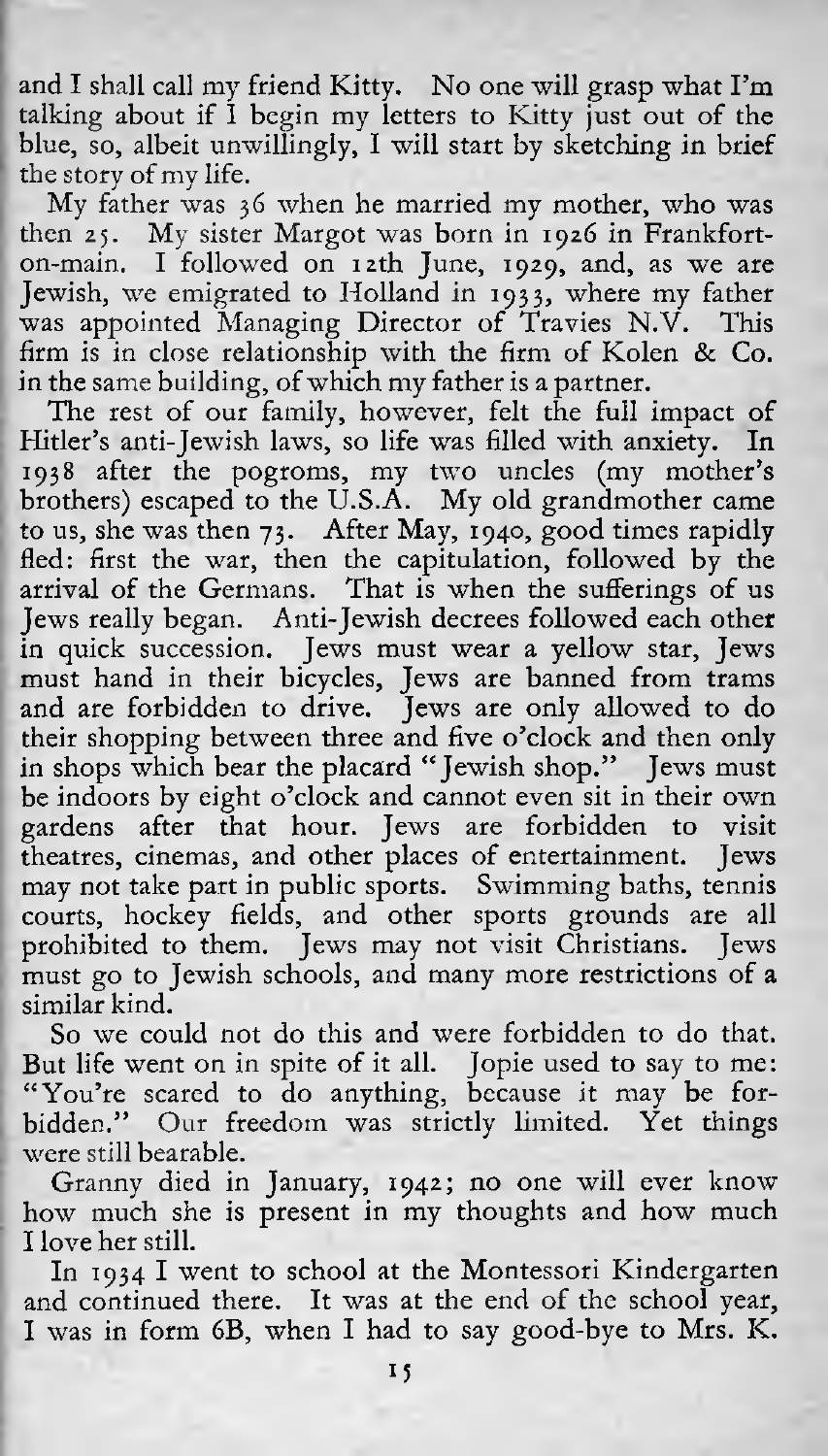and I shall call my friend Kitty. No one will grasp what I'm talking about if I begin my letters to Kitty just out of the blue, so, albeit unwillingly, I will start by sketching in brief the story of my life.

My father was 36 when he married my mother, who was then 25. My sister Margot was born in 1926 in Frankfort-on-main. I followed on 12th June, 1929, and, as we are Jewish, we emigrated to Holland in 1933, where my father was appointed Managing Director of Travies N.V. This firm is in close relationship with the firm of Kolen & Co. in the same building, of which my father is a partner.

The rest of our family, however, felt the full impact of Hitler's anti-Jewish laws, so life was filled with anxiety. In 1938 after the pogroms, my two uncles (my mother's brothers) escaped to the U.S.A. My old grandmother came to us, she was then 73. After May, 1940, good times rapidly fled: first the war, then the capitulation, followed by the arrival of the Germans. That is when the sufferings of us Jews really began. Anti-Jewish decrees followed each other in quick succession. Jews must wear a yellow star, Jews must hand in their bicycles, Jews are banned from trams and are forbidden to drive. Jews are only allowed to do their shopping between three and five o'clock and then only in shops which bear the placard "Jewish shop." Jews must be indoors by eight o'clock and cannot even sit in their own gardens after that hour. Jews are forbidden to visit theatres, cinemas, and other places of entertainment. Jews may not take part in public sports. Swimming baths, tennis courts, hockey fields, and other sports grounds are all prohibited to them. Jews may not visit Christians. Jews must go to Jewish schools, and many more restrictions of a similar kind.

So we could not do this and were forbidden to do that. But life went on in spite of it all. Jopie used to say to me: "You're scared to do anything, because it may be forbidden." Our freedom was strictly limited. Yet things were still bearable.

Granny died in January, 1942; no one will ever know how much she is present in my thoughts and how much I love her still.

In 1934 I went to school at the Montessori Kindergarten and continued there. It was at the end of the school year, I was in form 6B, when I had to say good-bye to Mrs. K.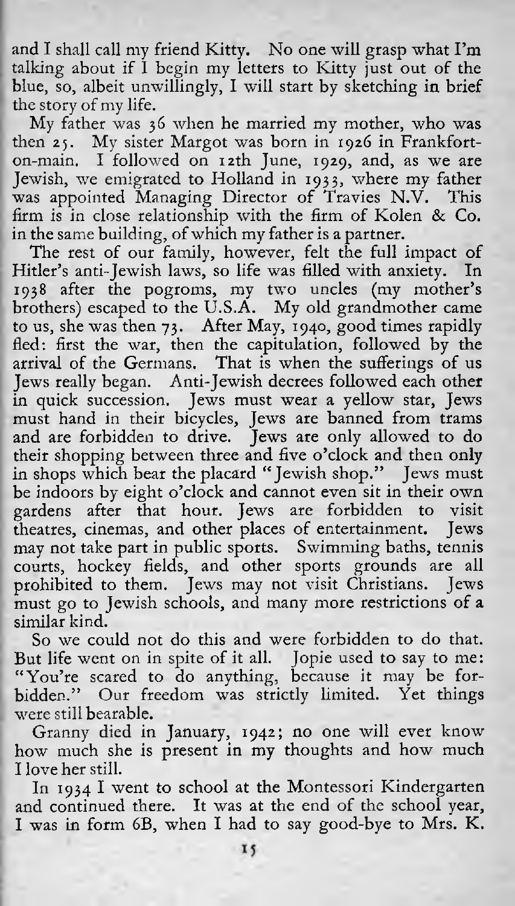and I shall call my friend Kitty. No one will grasp what I'm talking about if I begin my letters to Kitty just out of the blue, so, albeit unwillingly, I will start by sketching in brief the story of my life.

My father was 36 when he married my mother, who was then 25. My sister Margot was born in 1926 in Frankfort-on-main. I followed on 12th June, 1929, and, as we are Jewish, we emigrated to Holland in 1933, where my father was appointed Managing Director of Travies N.V. This firm is in close relationship with the firm of Kolen & Co. in the same building, of which my father is a partner.

The rest of our family, however, felt the full impact of Hitler's anti-Jewish laws, so life was filled with anxiety. In 1938 after the pogroms, my two uncles (my mother's brothers) escaped to the U.S.A. My old grandmother came to us, she was then 73. After May, 1940, good times rapidly fled: first the war, then the capitulation, followed by the arrival of the Germans. That is when the sufferings of us Jews really began. Anti-Jewish decrees followed each other in quick succession. Jews must wear a yellow star, Jews must hand in their bicycles, Jews are banned from trams and are forbidden to drive. Jews are only allowed to do their shopping between three and five o'clock and then only in shops which bear the placard "Jewish shop." Jews must be indoors by eight o'clock and cannot even sit in their own gardens after that hour. Jews are forbidden to visit theatres, cinemas, and other places of entertainment. Jews may not take part in public sports. Swimming baths, tennis courts, hockey fields, and other sports grounds are all prohibited to them. Jews may not visit Christians. Jews must go to Jewish schools, and many more restrictions of a similar kind.

So we could not do this and were forbidden to do that. But life went on in spite of it all. Jopie used to say to me: "You're scared to do anything, because it may be forbidden." Our freedom was strictly limited. Yet things were still bearable.

Granny died in January, 1942; no one will ever know how much she is present in my thoughts and how much I love her still.

In 1934 I went to school at the Montessori Kindergarten and continued there. It was at the end of the school year, I was in form 6B, when I had to say good-bye to Mrs. K.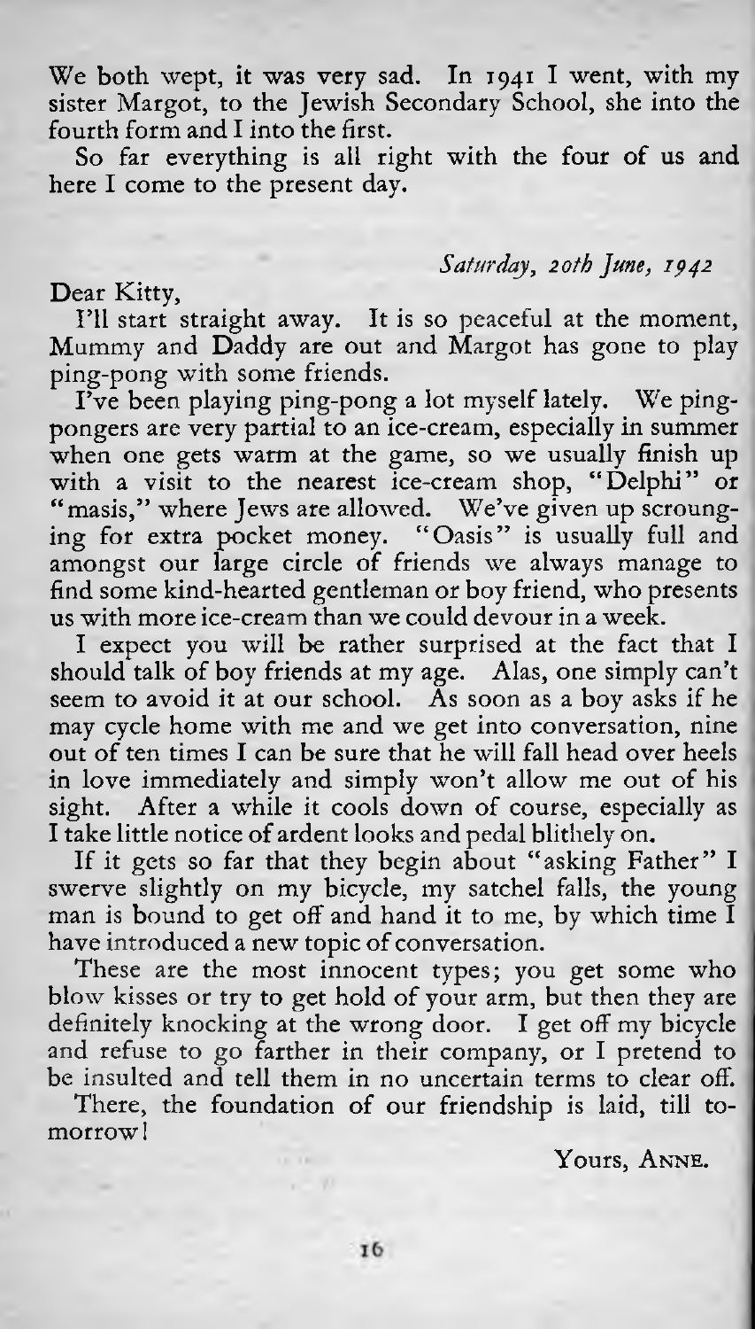We both wept, it was very sad. In 1941 I went, with my sister Margot, to the Jewish Secondary School, she into the fourth form and I into the first.

So far everything is all right with the four of us and here I come to the present day.

*Saturday, 20th June, 1942*

Dear Kitty,

I'll start straight away. It is so peaceful at the moment, Mummy and Daddy are out and Margot has gone to play ping-pong with some friends.

I've been playing ping-pong a lot myself lately. We ping-pongers are very partial to an ice-cream, especially in summer when one gets warm at the game, so we usually finish up with a visit to the nearest ice-cream shop, "Delphi" or "masis," where Jews are allowed. We've given up scrounging for extra pocket money. "Oasis" is usually full and amongst our large circle of friends we always manage to find some kind-hearted gentleman or boy friend, who presents us with more ice-cream than we could devour in a week.

I expect you will be rather surprised at the fact that I should talk of boy friends at my age. Alas, one simply can't seem to avoid it at our school. As soon as a boy asks if he may cycle home with me and we get into conversation, nine out of ten times I can be sure that he will fall head over heels in love immediately and simply won't allow me out of his sight. After a while it cools down of course, especially as I take little notice of ardent looks and pedal blithely on.

If it gets so far that they begin about "asking Father" I swerve slightly on my bicycle, my satchel falls, the young man is bound to get off and hand it to me, by which time I have introduced a new topic of conversation.

These are the most innocent types; you get some who blow kisses or try to get hold of your arm, but then they are definitely knocking at the wrong door. I get off my bicycle and refuse to go farther in their company, or I pretend to be insulted and tell them in no uncertain terms to clear off.

There, the foundation of our friendship is laid, till to-morrow!

Yours, Anne.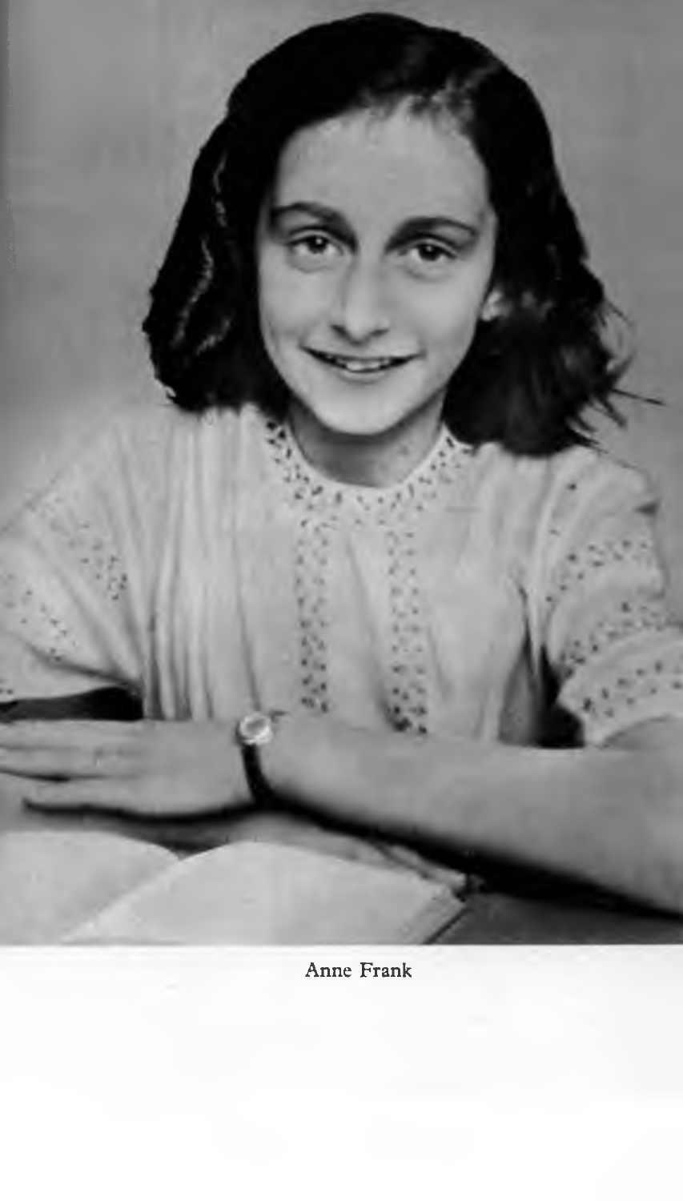Anne Frank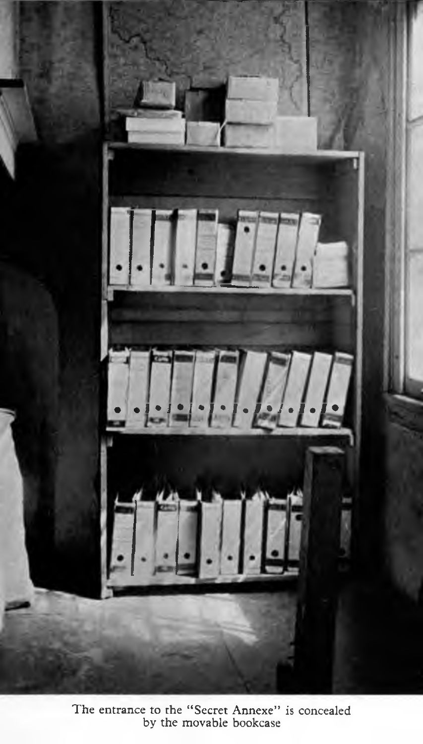The entrance to the "Secret Annexe" is concealed by the movable bookcase